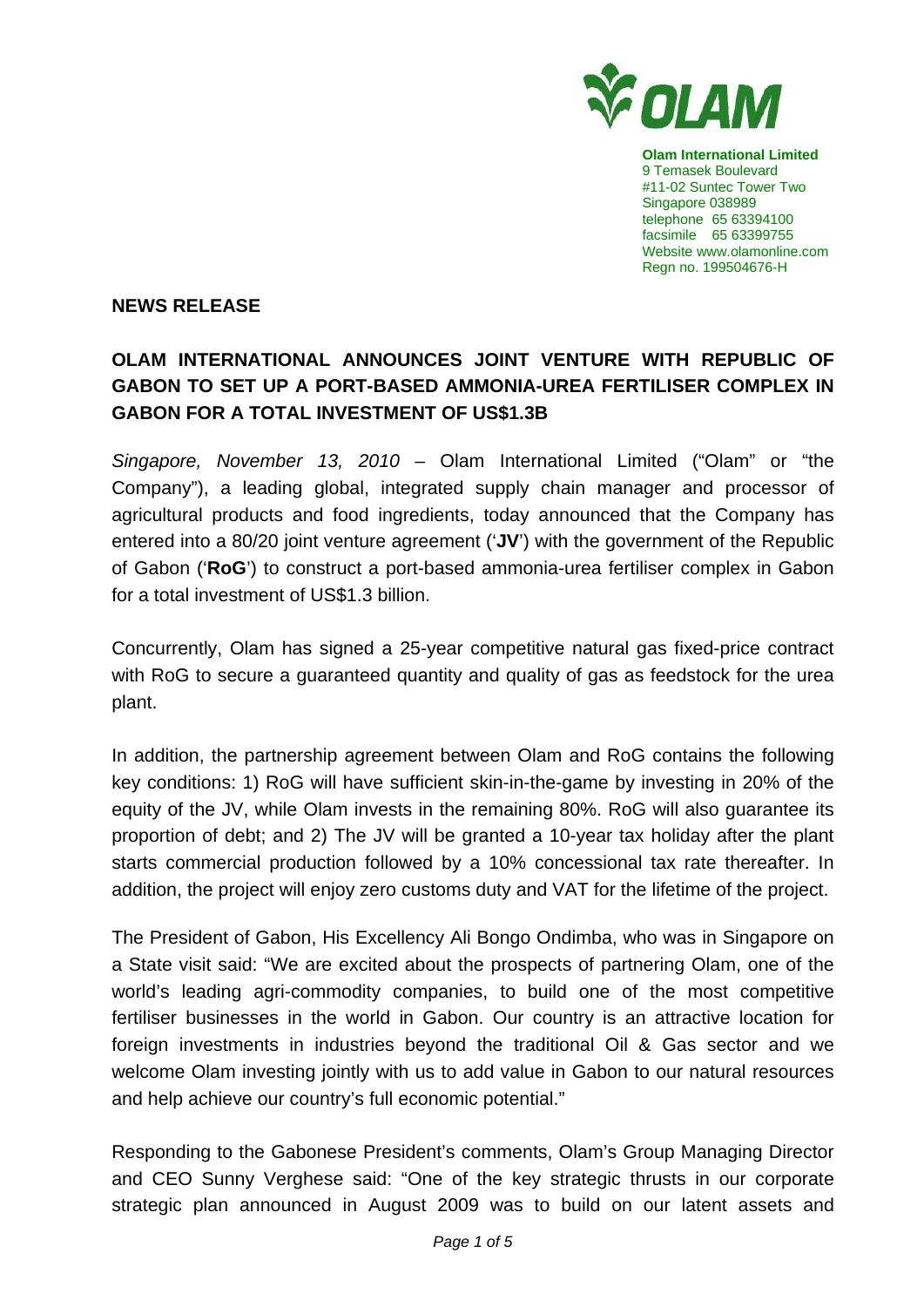**Olam International Limited**
9 Temasek Boulevard
#11-02 Suntec Tower Two
Singapore 038989
telephone 65 63394100
facsimile 65 63399755
Website www.olamonline.com
Regn no. 199504676-H

**NEWS RELEASE**

**OLAM INTERNATIONAL ANNOUNCES JOINT VENTURE WITH REPUBLIC OF GABON TO SET UP A PORT-BASED AMMONIA-UREA FERTILISER COMPLEX IN GABON FOR A TOTAL INVESTMENT OF US$1.3B**

*Singapore, November 13, 2010* – Olam International Limited ("Olam" or "the Company"), a leading global, integrated supply chain manager and processor of agricultural products and food ingredients, today announced that the Company has entered into a 80/20 joint venture agreement ('**JV**') with the government of the Republic of Gabon ('**RoG**') to construct a port-based ammonia-urea fertiliser complex in Gabon for a total investment of US$1.3 billion.

Concurrently, Olam has signed a 25-year competitive natural gas fixed-price contract with RoG to secure a guaranteed quantity and quality of gas as feedstock for the urea plant.

In addition, the partnership agreement between Olam and RoG contains the following key conditions: 1) RoG will have sufficient skin-in-the-game by investing in 20% of the equity of the JV, while Olam invests in the remaining 80%. RoG will also guarantee its proportion of debt; and 2) The JV will be granted a 10-year tax holiday after the plant starts commercial production followed by a 10% concessional tax rate thereafter. In addition, the project will enjoy zero customs duty and VAT for the lifetime of the project.

The President of Gabon, His Excellency Ali Bongo Ondimba, who was in Singapore on a State visit said: "We are excited about the prospects of partnering Olam, one of the world's leading agri-commodity companies, to build one of the most competitive fertiliser businesses in the world in Gabon. Our country is an attractive location for foreign investments in industries beyond the traditional Oil & Gas sector and we welcome Olam investing jointly with us to add value in Gabon to our natural resources and help achieve our country's full economic potential."

Responding to the Gabonese President's comments, Olam's Group Managing Director and CEO Sunny Verghese said: "One of the key strategic thrusts in our corporate strategic plan announced in August 2009 was to build on our latent assets and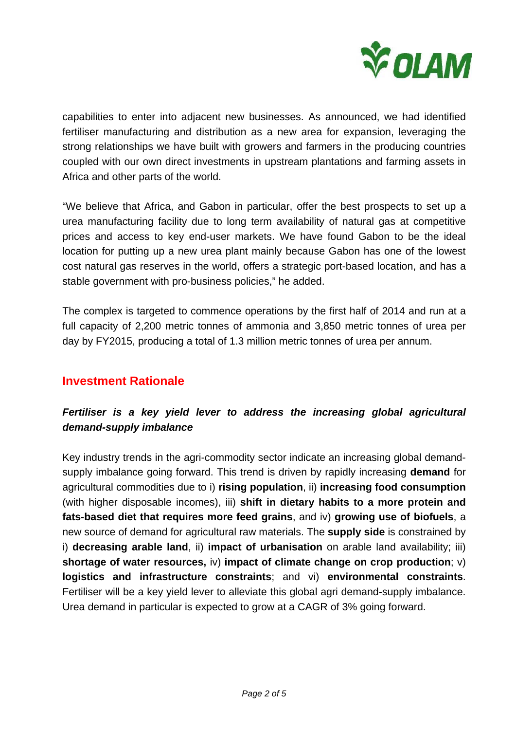capabilities to enter into adjacent new businesses. As announced, we had identified fertiliser manufacturing and distribution as a new area for expansion, leveraging the strong relationships we have built with growers and farmers in the producing countries coupled with our own direct investments in upstream plantations and farming assets in Africa and other parts of the world.

"We believe that Africa, and Gabon in particular, offer the best prospects to set up a urea manufacturing facility due to long term availability of natural gas at competitive prices and access to key end-user markets. We have found Gabon to be the ideal location for putting up a new urea plant mainly because Gabon has one of the lowest cost natural gas reserves in the world, offers a strategic port-based location, and has a stable government with pro-business policies," he added.

The complex is targeted to commence operations by the first half of 2014 and run at a full capacity of 2,200 metric tonnes of ammonia and 3,850 metric tonnes of urea per day by FY2015, producing a total of 1.3 million metric tonnes of urea per annum.

## Investment Rationale

### *Fertiliser is a key yield lever to address the increasing global agricultural demand-supply imbalance*

Key industry trends in the agri-commodity sector indicate an increasing global demand-supply imbalance going forward. This trend is driven by rapidly increasing **demand** for agricultural commodities due to i) **rising population**, ii) **increasing food consumption** (with higher disposable incomes), iii) **shift in dietary habits to a more protein and fats-based diet that requires more feed grains**, and iv) **growing use of biofuels**, a new source of demand for agricultural raw materials. The **supply side** is constrained by i) **decreasing arable land**, ii) **impact of urbanisation** on arable land availability; iii) **shortage of water resources,** iv) **impact of climate change on crop production**; v) **logistics and infrastructure constraints**; and vi) **environmental constraints**. Fertiliser will be a key yield lever to alleviate this global agri demand-supply imbalance. Urea demand in particular is expected to grow at a CAGR of 3% going forward.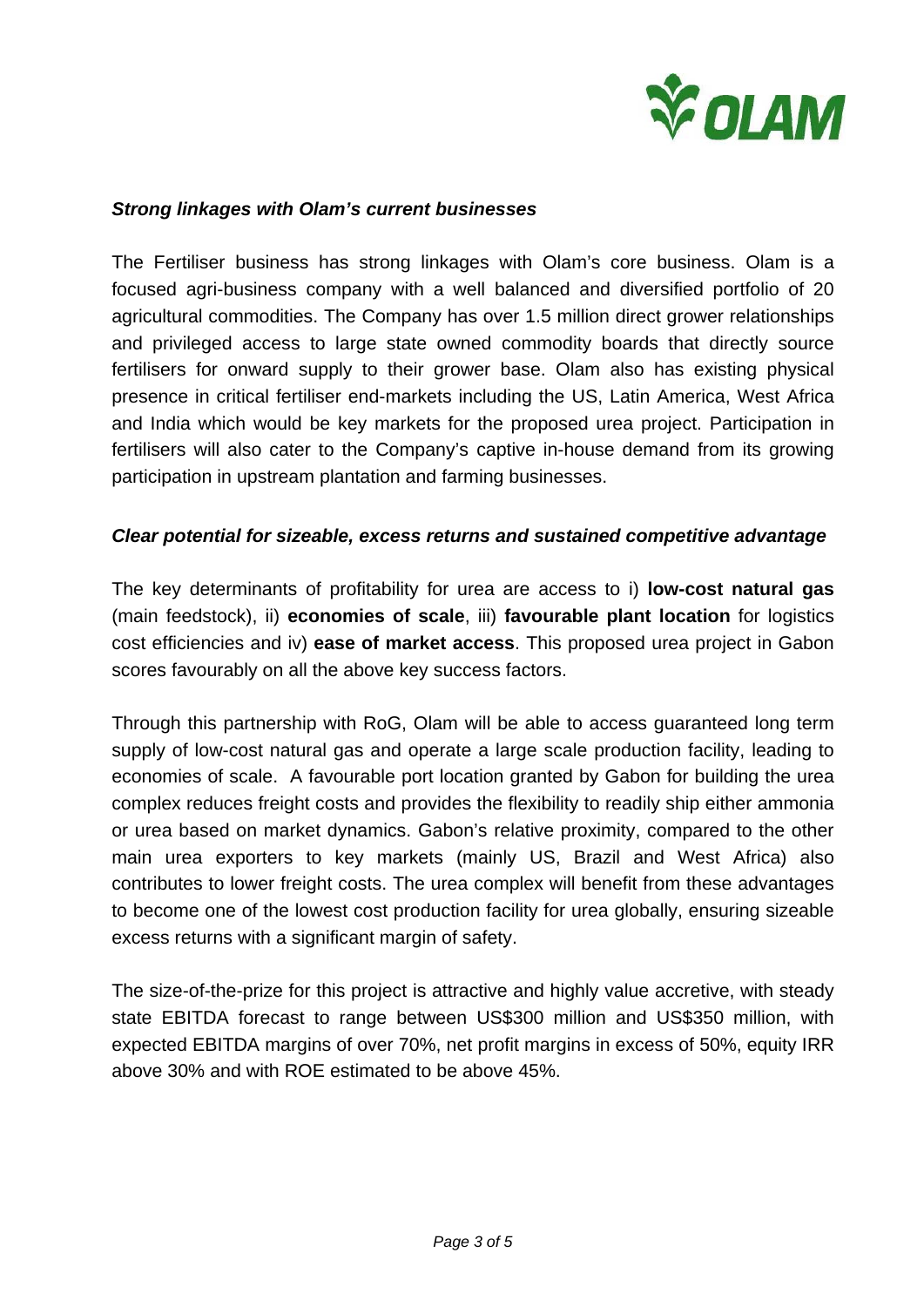***Strong linkages with Olam's current businesses***

The Fertiliser business has strong linkages with Olam's core business. Olam is a focused agri-business company with a well balanced and diversified portfolio of 20 agricultural commodities. The Company has over 1.5 million direct grower relationships and privileged access to large state owned commodity boards that directly source fertilisers for onward supply to their grower base. Olam also has existing physical presence in critical fertiliser end-markets including the US, Latin America, West Africa and India which would be key markets for the proposed urea project. Participation in fertilisers will also cater to the Company's captive in-house demand from its growing participation in upstream plantation and farming businesses.

***Clear potential for sizeable, excess returns and sustained competitive advantage***

The key determinants of profitability for urea are access to i) **low-cost natural gas** (main feedstock), ii) **economies of scale**, iii) **favourable plant location** for logistics cost efficiencies and iv) **ease of market access**. This proposed urea project in Gabon scores favourably on all the above key success factors.

Through this partnership with RoG, Olam will be able to access guaranteed long term supply of low-cost natural gas and operate a large scale production facility, leading to economies of scale. A favourable port location granted by Gabon for building the urea complex reduces freight costs and provides the flexibility to readily ship either ammonia or urea based on market dynamics. Gabon's relative proximity, compared to the other main urea exporters to key markets (mainly US, Brazil and West Africa) also contributes to lower freight costs. The urea complex will benefit from these advantages to become one of the lowest cost production facility for urea globally, ensuring sizeable excess returns with a significant margin of safety.

The size-of-the-prize for this project is attractive and highly value accretive, with steady state EBITDA forecast to range between US$300 million and US$350 million, with expected EBITDA margins of over 70%, net profit margins in excess of 50%, equity IRR above 30% and with ROE estimated to be above 45%.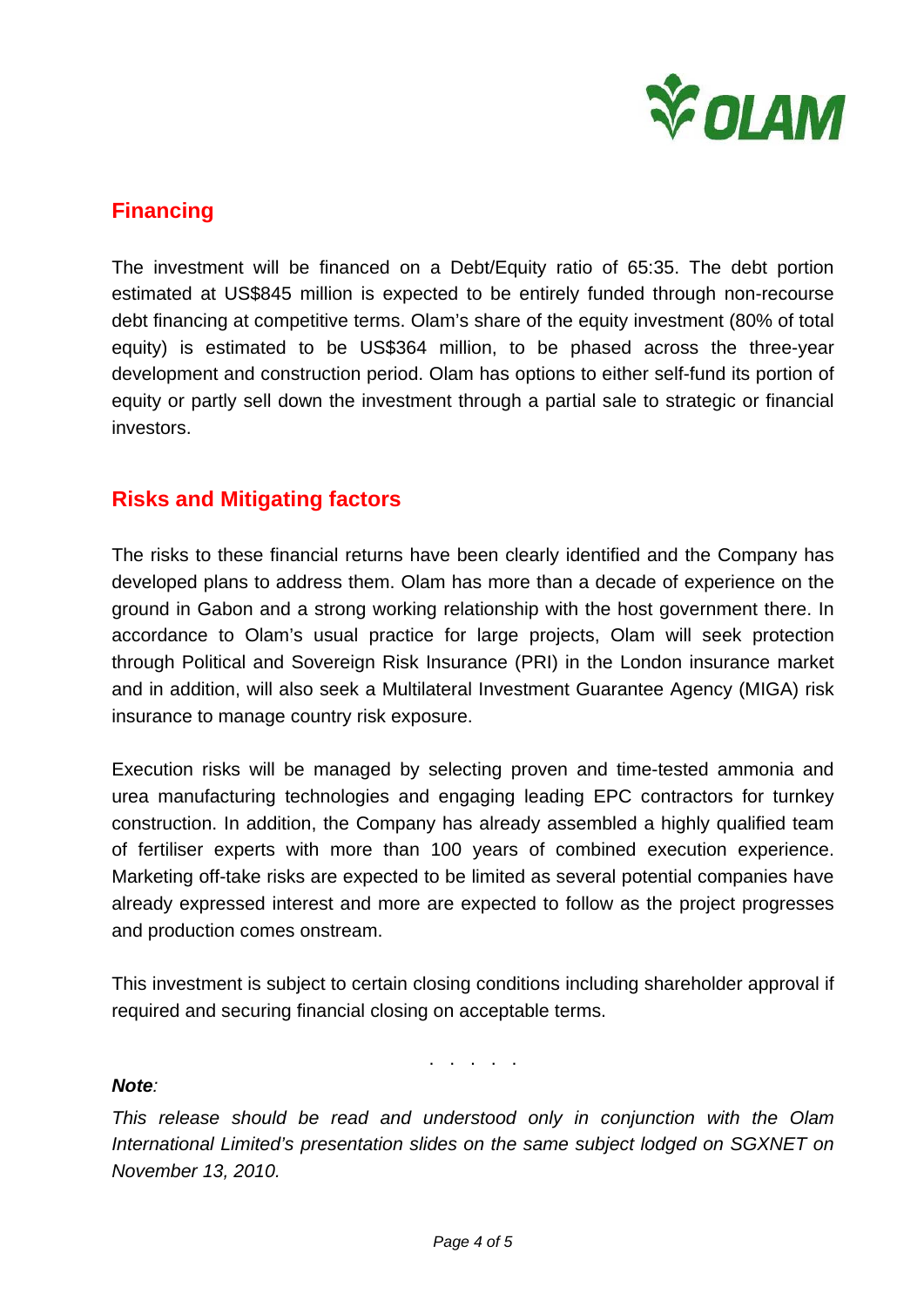## Financing

The investment will be financed on a Debt/Equity ratio of 65:35. The debt portion estimated at US$845 million is expected to be entirely funded through non-recourse debt financing at competitive terms. Olam's share of the equity investment (80% of total equity) is estimated to be US$364 million, to be phased across the three-year development and construction period. Olam has options to either self-fund its portion of equity or partly sell down the investment through a partial sale to strategic or financial investors.

## Risks and Mitigating factors

The risks to these financial returns have been clearly identified and the Company has developed plans to address them. Olam has more than a decade of experience on the ground in Gabon and a strong working relationship with the host government there. In accordance to Olam's usual practice for large projects, Olam will seek protection through Political and Sovereign Risk Insurance (PRI) in the London insurance market and in addition, will also seek a Multilateral Investment Guarantee Agency (MIGA) risk insurance to manage country risk exposure.

Execution risks will be managed by selecting proven and time-tested ammonia and urea manufacturing technologies and engaging leading EPC contractors for turnkey construction. In addition, the Company has already assembled a highly qualified team of fertiliser experts with more than 100 years of combined execution experience. Marketing off-take risks are expected to be limited as several potential companies have already expressed interest and more are expected to follow as the project progresses and production comes onstream.

This investment is subject to certain closing conditions including shareholder approval if required and securing financial closing on acceptable terms.

. . . . .

***Note***:

*This release should be read and understood only in conjunction with the Olam International Limited's presentation slides on the same subject lodged on SGXNET on November 13, 2010.*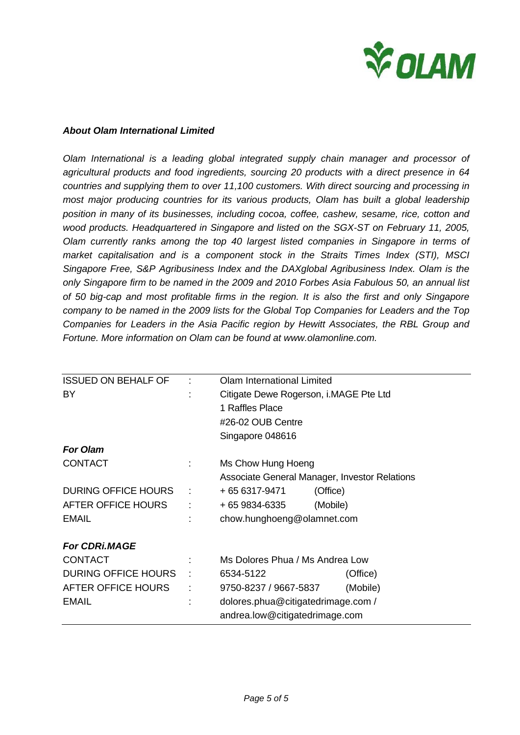### *About Olam International Limited*

*Olam International is a leading global integrated supply chain manager and processor of agricultural products and food ingredients, sourcing 20 products with a direct presence in 64 countries and supplying them to over 11,100 customers. With direct sourcing and processing in most major producing countries for its various products, Olam has built a global leadership position in many of its businesses, including cocoa, coffee, cashew, sesame, rice, cotton and wood products. Headquartered in Singapore and listed on the SGX-ST on February 11, 2005, Olam currently ranks among the top 40 largest listed companies in Singapore in terms of market capitalisation and is a component stock in the Straits Times Index (STI), MSCI Singapore Free, S&P Agribusiness Index and the DAXglobal Agribusiness Index. Olam is the only Singapore firm to be named in the 2009 and 2010 Forbes Asia Fabulous 50, an annual list of 50 big-cap and most profitable firms in the region. It is also the first and only Singapore company to be named in the 2009 lists for the Global Top Companies for Leaders and the Top Companies for Leaders in the Asia Pacific region by Hewitt Associates, the RBL Group and Fortune. More information on Olam can be found at www.olamonline.com.*

| | | |
|---|---|---|
| ISSUED ON BEHALF OF | : | Olam International Limited |
| BY | : | Citigate Dewe Rogerson, i.MAGE Pte Ltd<br>1 Raffles Place<br>#26-02 OUB Centre<br>Singapore 048616 |
| ***For Olam*** | | |
| CONTACT | : | Ms Chow Hung Hoeng<br>Associate General Manager, Investor Relations |
| DURING OFFICE HOURS | : | + 65 6317-9471 (Office) |
| AFTER OFFICE HOURS | : | + 65 9834-6335 (Mobile) |
| EMAIL | : | chow.hunghoeng@olamnet.com |
| ***For CDRi.MAGE*** | | |
| CONTACT | : | Ms Dolores Phua / Ms Andrea Low |
| DURING OFFICE HOURS | : | 6534-5122 (Office) |
| AFTER OFFICE HOURS | : | 9750-8237 / 9667-5837 (Mobile) |
| EMAIL | : | dolores.phua@citigatedrimage.com /<br>andrea.low@citigatedrimage.com |